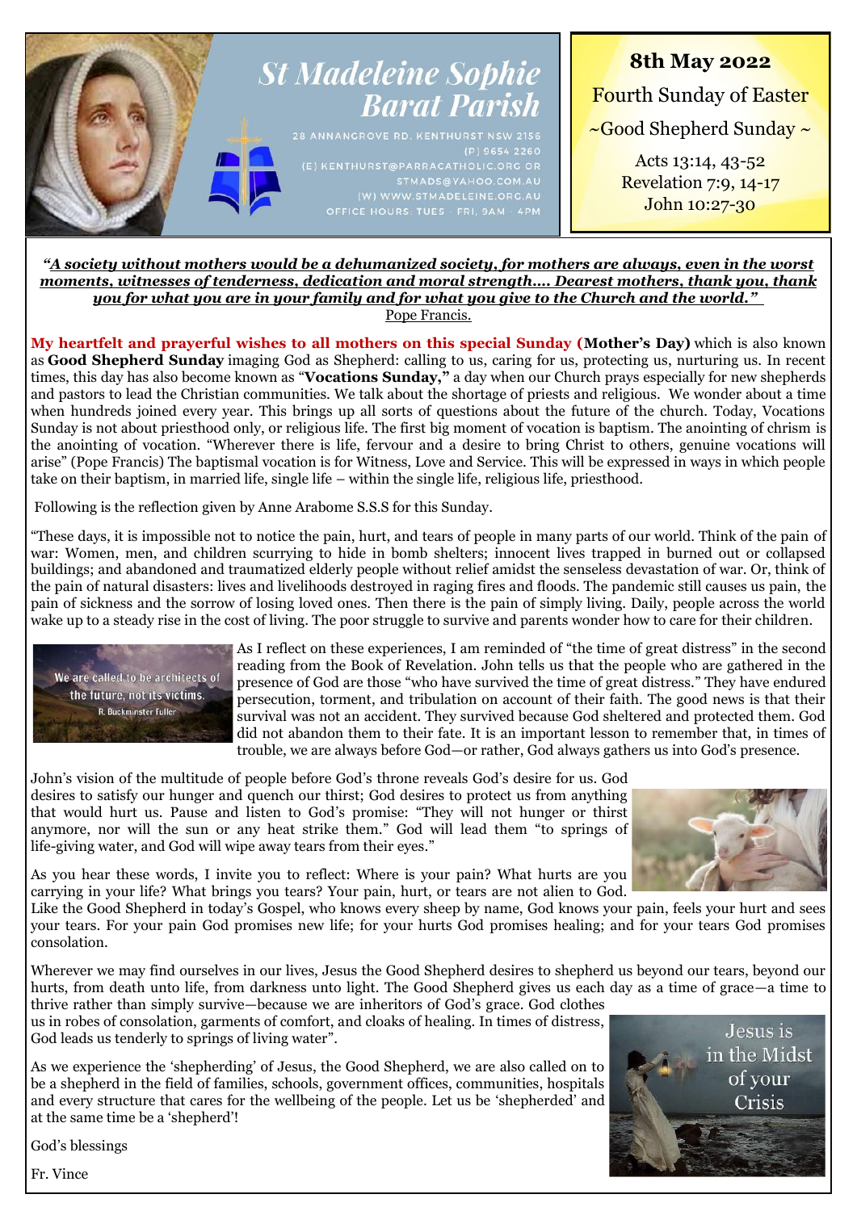# St Madeleine Sophie Barat Parish

28 ANNANGROVE RD. KENTHURST NSW 2156
(P) 9654 2260
(E) KENTHURST@PARRACATHOLIC.ORG OR STMADS@YAHOO.COM.AU
(W) WWW.STMADELEINE.ORG.AU
OFFICE HOURS: TUES - FRI, 9AM - 4PM

## 8th May 2022

Fourth Sunday of Easter

~Good Shepherd Sunday ~

Acts 13:14, 43-52
Revelation 7:9, 14-17
John 10:27-30

***"A society without mothers would be a dehumanized society, for mothers are always, even in the worst moments, witnesses of tenderness, dedication and moral strength…. Dearest mothers, thank you, thank you for what you are in your family and for what you give to the Church and the world."***
Pope Francis.

**My heartfelt and prayerful wishes to all mothers on this special Sunday (Mother's Day)** which is also known as **Good Shepherd Sunday** imaging God as Shepherd: calling to us, caring for us, protecting us, nurturing us. In recent times, this day has also become known as "**Vocations Sunday,"** a day when our Church prays especially for new shepherds and pastors to lead the Christian communities. We talk about the shortage of priests and religious. We wonder about a time when hundreds joined every year. This brings up all sorts of questions about the future of the church. Today, Vocations Sunday is not about priesthood only, or religious life. The first big moment of vocation is baptism. The anointing of chrism is the anointing of vocation. "Wherever there is life, fervour and a desire to bring Christ to others, genuine vocations will arise" (Pope Francis) The baptismal vocation is for Witness, Love and Service. This will be expressed in ways in which people take on their baptism, in married life, single life – within the single life, religious life, priesthood.

Following is the reflection given by Anne Arabome S.S.S for this Sunday.

"These days, it is impossible not to notice the pain, hurt, and tears of people in many parts of our world. Think of the pain of war: Women, men, and children scurrying to hide in bomb shelters; innocent lives trapped in burned out or collapsed buildings; and abandoned and traumatized elderly people without relief amidst the senseless devastation of war. Or, think of the pain of natural disasters: lives and livelihoods destroyed in raging fires and floods. The pandemic still causes us pain, the pain of sickness and the sorrow of losing loved ones. Then there is the pain of simply living. Daily, people across the world wake up to a steady rise in the cost of living. The poor struggle to survive and parents wonder how to care for their children.

We are called to be architects of the future, not its victims.
R. Buckminster Fuller

As I reflect on these experiences, I am reminded of "the time of great distress" in the second reading from the Book of Revelation. John tells us that the people who are gathered in the presence of God are those "who have survived the time of great distress." They have endured persecution, torment, and tribulation on account of their faith. The good news is that their survival was not an accident. They survived because God sheltered and protected them. God did not abandon them to their fate. It is an important lesson to remember that, in times of trouble, we are always before God—or rather, God always gathers us into God's presence.

John's vision of the multitude of people before God's throne reveals God's desire for us. God desires to satisfy our hunger and quench our thirst; God desires to protect us from anything that would hurt us. Pause and listen to God's promise: "They will not hunger or thirst anymore, nor will the sun or any heat strike them." God will lead them "to springs of life-giving water, and God will wipe away tears from their eyes."

As you hear these words, I invite you to reflect: Where is your pain? What hurts are you carrying in your life? What brings you tears? Your pain, hurt, or tears are not alien to God. Like the Good Shepherd in today's Gospel, who knows every sheep by name, God knows your pain, feels your hurt and sees your tears. For your pain God promises new life; for your hurts God promises healing; and for your tears God promises consolation.

Wherever we may find ourselves in our lives, Jesus the Good Shepherd desires to shepherd us beyond our tears, beyond our hurts, from death unto life, from darkness unto light. The Good Shepherd gives us each day as a time of grace—a time to thrive rather than simply survive—because we are inheritors of God's grace. God clothes us in robes of consolation, garments of comfort, and cloaks of healing. In times of distress, God leads us tenderly to springs of living water".

Jesus is in the Midst of your Crisis

As we experience the 'shepherding' of Jesus, the Good Shepherd, we are also called on to be a shepherd in the field of families, schools, government offices, communities, hospitals and every structure that cares for the wellbeing of the people. Let us be 'shepherded' and at the same time be a 'shepherd'!

God's blessings

Fr. Vince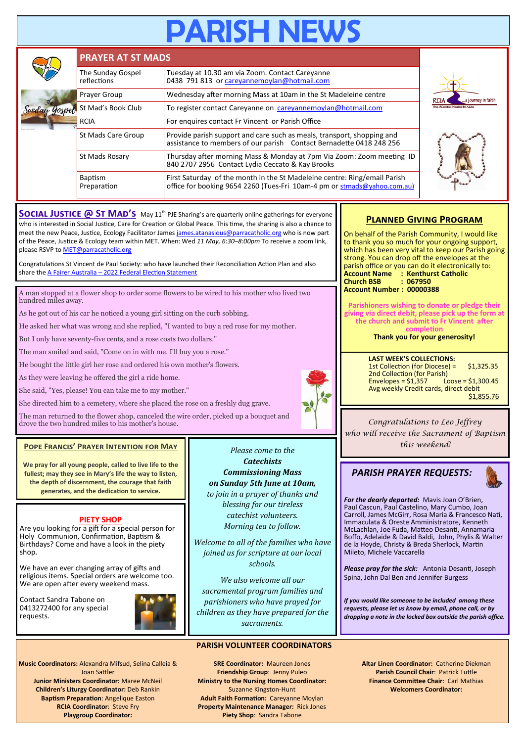# PARISH NEWS

## PRAYER AT ST MADS

| | |
|---|---|
| The Sunday Gospel reflections | Tuesday at 10.30 am via Zoom. Contact Careyanne 0438 791 813 or careyannemoylan@hotmail.com |
| Prayer Group | Wednesday after morning Mass at 10am in the St Madeleine centre |
| St Mad's Book Club | To register contact Careyanne on careyannemoylan@hotmail.com |
| RCIA | For enquires contact Fr Vincent or Parish Office |
| St Mads Care Group | Provide parish support and care such as meals, transport, shopping and assistance to members of our parish Contact Bernadette 0418 248 256 |
| St Mads Rosary | Thursday after morning Mass & Monday at 7pm Via Zoom: Zoom meeting ID 840 2707 2956 Contact Lydia Ceccato & Kay Brooks |
| Baptism Preparation | First Saturday of the month in the St Madeleine centre: Ring/email Parish office for booking 9654 2260 (Tues-Fri 10am-4 pm or stmads@yahoo.com.au) |

## SOCIAL JUSTICE @ ST MAD'S

May 11th PJE Sharing's are quarterly online gatherings for everyone who is interested in Social Justice, Care for Creation or Global Peace. This time, the sharing is also a chance to meet the new Peace, Justice, Ecology Facilitator James james.atanasious@parracatholic.org who is now part of the Peace, Justice & Ecology team within MET. When: Wed *11 May, 6:30–8:00pm* To receive a zoom link, please RSVP to MET@parracatholic.org

Congratulations St Vincent de Paul Society: who have launched their Reconciliation Action Plan and also share the A Fairer Australia – 2022 Federal Election Statement

A man stopped at a flower shop to order some flowers to be wired to his mother who lived two hundred miles away.

As he got out of his car he noticed a young girl sitting on the curb sobbing.

He asked her what was wrong and she replied, "I wanted to buy a red rose for my mother.

But I only have seventy-five cents, and a rose costs two dollars."

The man smiled and said, "Come on in with me. I'll buy you a rose."

He bought the little girl her rose and ordered his own mother's flowers.

As they were leaving he offered the girl a ride home.

She said, "Yes, please! You can take me to my mother."

She directed him to a cemetery, where she placed the rose on a freshly dug grave.

The man returned to the flower shop, canceled the wire order, picked up a bouquet and drove the two hundred miles to his mother's house.

## PLANNED GIVING PROGRAM

On behalf of the Parish Community, I would like to thank you so much for your ongoing support, which has been very vital to keep our Parish going strong. You can drop off the envelopes at the parish office or you can do it electronically to:

**Account Name : Kenthurst Catholic**
**Church BSB : 067950**
**Account Number : 00000388**

**Parishioners wishing to donate or pledge their giving via direct debit, please pick up the form at the church and submit to Fr Vincent after completion**

**Thank you for your generosity!**

**LAST WEEK'S COLLECTIONS:**
1st Collection (for Diocese) = $1,325.35
2nd Collection (for Parish)
Envelopes = $1,357 Loose = $1,300.45
Avg weekly Credit cards, direct debit $1,855.76

*Congratulations to Leo Jeffrey who will receive the Sacrament of Baptism this weekend!*

## POPE FRANCIS' PRAYER INTENTION FOR MAY

**We pray for all young people, called to live life to the fullest; may they see in Mary's life the way to listen, the depth of discernment, the courage that faith generates, and the dedication to service.**

## PIETY SHOP

Are you looking for a gift for a special person for Holy Communion, Confirmation, Baptism & Birthdays? Come and have a look in the piety shop.

We have an ever changing array of gifts and religious items. Special orders are welcome too. We are open after every weekend mass.

Contact Sandra Tabone on 0413272400 for any special requests.

*Please come to the* ***Catechists Commissioning Mass on Sunday 5th June at 10am,*** *to join in a prayer of thanks and blessing for our tireless catechist volunteers. Morning tea to follow.*

*Welcome to all of the families who have joined us for scripture at our local schools.*

*We also welcome all our sacramental program families and parishioners who have prayed for children as they have prepared for the sacraments.*

## PARISH PRAYER REQUESTS:

***For the dearly departed:*** Mavis Joan O'Brien, Paul Cascun, Paul Castelino, Mary Cumbo, Joan Carroll, James McGirr, Rosa Maria & Francesco Nati, Immaculata & Oreste Amministratore, Kenneth McLachlan, Joe Fuda, Matteo Desanti, Annamaria Boffo, Adelaide & David Baldi, John, Phylis & Walter de la Hoyde, Christy & Breda Sherlock, Martin Mileto, Michele Vaccarella

***Please pray for the sick:*** Antonia Desanti, Joseph Spina, John Dal Ben and Jennifer Burgess

***If you would like someone to be included among these requests, please let us know by email, phone call, or by dropping a note in the locked box outside the parish office.***

## PARISH VOLUNTEER COORDINATORS

**Music Coordinators:** Alexandra Mifsud, Selina Calleia & Joan Sattler
**Junior Ministers Coordinator:** Maree McNeil
**Children's Liturgy Coordinator:** Deb Rankin
**Baptism Preparation**: Angelique Easton
**RCIA Coordinator**: Steve Fry
**Playgroup Coordinator:**

**SRE Coordinator:** Maureen Jones
**Friendship Group**: Jenny Puleo
**Ministry to the Nursing Homes Coordinator:** Suzanne Kingston-Hunt
**Adult Faith Formation:** Careyanne Moylan
**Property Maintenance Manager:** Rick Jones
**Piety Shop**: Sandra Tabone

**Altar Linen Coordinator:** Catherine Diekman
**Parish Council Chair**: Patrick Tuttle
**Finance Committee Chair**: Carl Mathias
**Welcomers Coordinator:**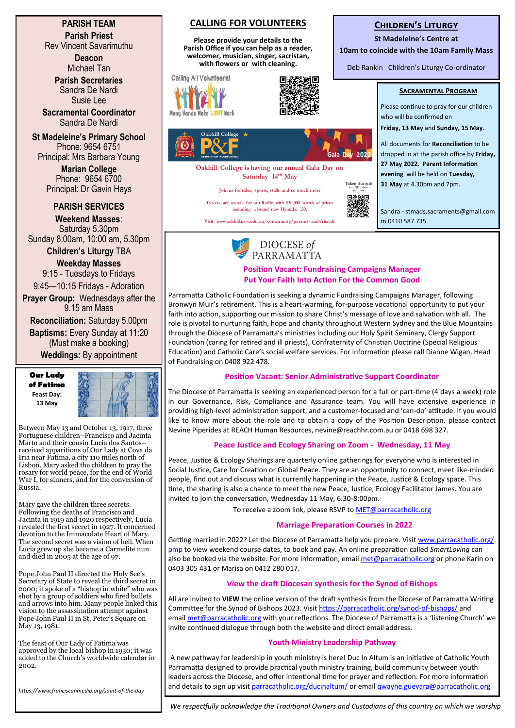## PARISH TEAM

**Parish Priest**
Rev Vincent Savarimuthu

**Deacon**
Michael Tan

**Parish Secretaries**
Sandra De Nardi
Susie Lee

**Sacramental Coordinator**
Sandra De Nardi

**St Madeleine's Primary School**
Phone: 9654 6751
Principal: Mrs Barbara Young

**Marian College**
Phone: 9654 6700
Principal: Dr Gavin Hays

## PARISH SERVICES

**Weekend Masses**:
Saturday 5.30pm
Sunday 8:00am, 10:00 am, 5.30pm

**Children's Liturgy** TBA

**Weekday Masses**
9:15 - Tuesdays to Fridays
9:45—10:15 Fridays - Adoration

**Prayer Group:** Wednesdays after the 9.15 am Mass

**Reconciliation:** Saturday 5.00pm

**Baptisms:** Every Sunday at 11:20 (Must make a booking)

**Weddings:** By appointment

### Our Lady of Fatima

**Feast Day: 13 May**

Between May 13 and October 13, 1917, three Portuguese children–Francisco and Jacinta Marto and their cousin Lucia dos Santos–received apparitions of Our Lady at Cova da Iria near Fatima, a city 110 miles north of Lisbon. Mary asked the children to pray the rosary for world peace, for the end of World War I, for sinners, and for the conversion of Russia.

Mary gave the children three secrets. Following the deaths of Francisco and Jacinta in 1919 and 1920 respectively, Lucia revealed the first secret in 1927. It concerned devotion to the Immaculate Heart of Mary. The second secret was a vision of hell. When Lucia grew up she became a Carmelite nun and died in 2005 at the age of 97.

Pope John Paul II directed the Holy See's Secretary of State to reveal the third secret in 2000; it spoke of a "bishop in white" who was shot by a group of soldiers who fired bullets and arrows into him. Many people linked this vision to the assassination attempt against Pope John Paul II in St. Peter's Square on May 13, 1981.

The feast of Our Lady of Fatima was approved by the local bishop in 1930; it was added to the Church's worldwide calendar in 2002.

*https://www.franciscanmedia.org/saint-of-the-day*

## CALLING FOR VOLUNTEERS

**Please provide your details to the Parish Office if you can help as a reader, welcomer, musician, singer, sacristan, with flowers or with cleaning.**

Calling All Volunteers! Many Hands Make LIGHT Work

Oakhill College P&F — Gala Day 2022

**Oakhill College is having our annual Gala Day on Saturday 14th May**

Join us for rides, sports, stalls and so much more

Tickets are on sale for our Raffle with $30,000 worth of prizes including a brand new Hyundai i30.

Tickets $10 each — scan QR code to purchase

Visit: www.oakhill.nsw.edu.au/community/parents-and-friends

## Children's Liturgy

**St Madeleine's Centre at 10am to coincide with the 10am Family Mass**

Deb Rankin Children's Liturgy Co-ordinator

### Sacramental Program

Please continue to pray for our children who will be confirmed on **Friday, 13 May** and **Sunday, 15 May.**

All documents for **Reconciliation** to be dropped in at the parish office by **Friday, 27 May 2022. Parent Information evening** will be held on **Tuesday, 31 May** at 4.30pm and 7pm.

Sandra - stmads.sacraments@gmail.com m.0410 587 735

DIOCESE *of* PARRAMATTA

### Position Vacant: Fundraising Campaigns Manager
### Put Your Faith Into Action For the Common Good

Parramatta Catholic Foundation is seeking a dynamic Fundraising Campaigns Manager, following Bronwyn Muir's retirement. This is a heart-warming, for-purpose vocational opportunity to put your faith into action, supporting our mission to share Christ's message of love and salvation with all. The role is pivotal to nurturing faith, hope and charity throughout Western Sydney and the Blue Mountains through the Diocese of Parramatta's ministries including our Holy Spirit Seminary, Clergy Support Foundation (caring for retired and ill priests), Confraternity of Christian Doctrine (Special Religious Education) and Catholic Care's social welfare services. For information please call Dianne Wigan, Head of Fundraising on 0408 922 478.

### Position Vacant: Senior Administrative Support Coordinator

The Diocese of Parramatta is seeking an experienced person for a full or part-time (4 days a week) role in our Governance, Risk, Compliance and Assurance team. You will have extensive experience in providing high-level administration support, and a customer-focused and 'can-do' attitude. If you would like to know more about the role and to obtain a copy of the Position Description, please contact Nevine Piperides at REACH Human Resources, nevine@reachhr.com.au or 0418 698 327.

### Peace Justice and Ecology Sharing on Zoom - Wednesday, 11 May

Peace, Justice & Ecology Sharings are quarterly online gatherings for everyone who is interested in Social Justice, Care for Creation or Global Peace. They are an opportunity to connect, meet like-minded people, find out and discuss what is currently happening in the Peace, Justice, Ecology space. This time, the sharing is also a chance to meet the new Peace, Justice, Ecology Facilitator James. You are invited to join the conversation, Wednesday 11 May, 6:30-8:00pm.

To receive a zoom link, please RSVP to MET@parracatholic.org

### Marriage Preparation Courses in 2022

Getting married in 2022? Let the Diocese of Parramatta help you prepare. Visit www.parracatholic.org/pmp to view weekend course dates, to book and pay. An online preparation called *SmartLoving* can also be booked via the website. For more information, email met@parracatholic.org or phone Karin on 0403 305 431 or Marisa on 0412 280 017.

### View the draft Diocesan synthesis for the Synod of Bishops

All are invited to **VIEW** the online version of the draft synthesis from the Diocese of Parramatta Writing Committee for the Synod of Bishops 2023. Visit https://parracatholic.org/synod-of-bishops/ and email met@parracatholic.org with your reflections. The Diocese of Parramatta is a 'listening Church' we invite continued dialogue through both the website and direct email address.

### Youth Ministry Leadership Pathway

A new pathway for leadership in youth ministry is here! Duc In Altum is an initiative of Catholic Youth Parramatta designed to provide practical youth ministry training, build community between youth leaders across the Diocese, and offer intentional time for prayer and reflection. For more information and details to sign up visit parracatholic.org/ducinaltum/ or email gwayne.guevara@parracatholic.org

*We respectfully acknowledge the Traditional Owners and Custodians of this country on which we worship*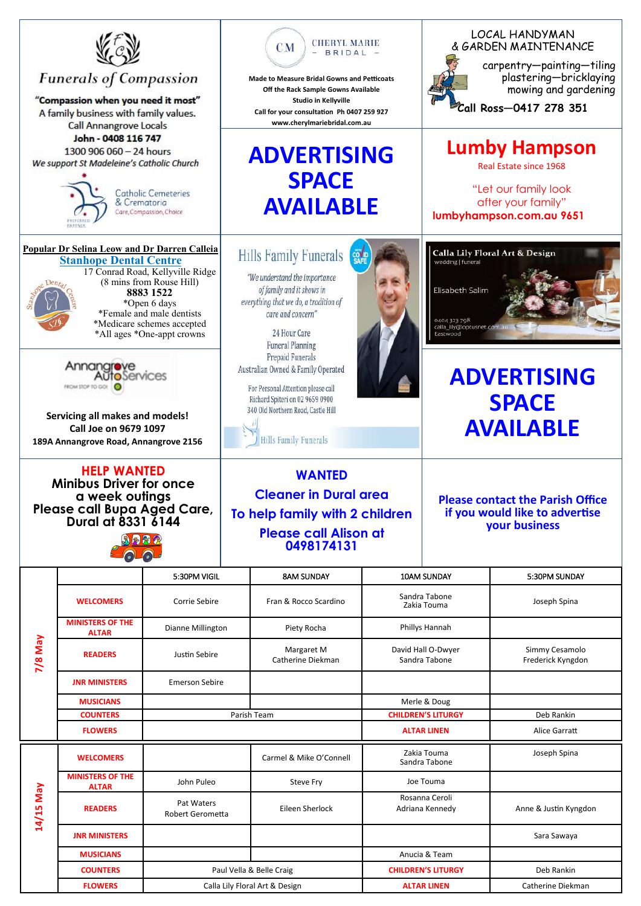**Funerals of Compassion**

"Compassion when you need it most"
A family business with family values.
Call Annangrove Locals
**John - 0408 116 747**
1300 906 060 – 24 hours
*We support St Madeleine's Catholic Church*

Catholic Cemeteries & Crematoria
Care, Compassion, Choice
PREFERRED PARTNER

CHERYL MARIE BRIDAL

**Made to Measure Bridal Gowns and Petticoats**
**Off the Rack Sample Gowns Available**
**Studio in Kellyville**
**Call for your consultation Ph 0407 259 927**
**www.cherylmariebridal.com.au**

LOCAL HANDYMAN & GARDEN MAINTENANCE

carpentry—painting—tiling
plastering—bricklaying
mowing and gardening

**Call Ross—0417 278 351**

# ADVERTISING SPACE AVAILABLE

# Lumby Hampson

Real Estate since 1968

"Let our family look after your family"

**lumbyhampson.com.au 9651**

**Popular Dr Selina Leow and Dr Darren Calleia**

**Stanhope Dental Centre**

17 Conrad Road, Kellyville Ridge
(8 mins from Rouse Hill)
**8883 1522**
*Open 6 days
*Female and male dentists
*Medicare schemes accepted
*All ages *One-appt crowns

Hills Family Funerals

COVID SAFE

*"We understand the importance of family and it shows in everything that we do, a tradition of care and concern"*

24 Hour Care
Funeral Planning
Prepaid Funerals
Australian Owned & Family Operated

For Personal Attention please call Richard Spiteri on 02 9659 0900
340 Old Northern Road, Castle Hill

Hills Family Funerals

**Calla Lily Floral Art & Design**
wedding | funeral

Elisabeth Salim

0404 323 798
calla_lily@optusnet.com.au
Eastwood

Annangrove AutoServices
FROM STOP TO GO!

**Servicing all makes and models!**
**Call Joe on 9679 1097**
**189A Annangrove Road, Annangrove 2156**

# ADVERTISING SPACE AVAILABLE

**HELP WANTED**
**Minibus Driver for once a week outings**
**Please call Bupa Aged Care, Dural at 8331 6144**

**WANTED**
**Cleaner in Dural area**
**To help family with 2 children**
**Please call Alison at 0498174131**

**Please contact the Parish Office if you would like to advertise your business**

| | | 5:30PM VIGIL | 8AM SUNDAY | 10AM SUNDAY | 5:30PM SUNDAY |
|---|---|---|---|---|---|
| 7/8 May | WELCOMERS | Corrie Sebire | Fran & Rocco Scardino | Sandra Tabone<br>Zakia Touma | Joseph Spina |
| | MINISTERS OF THE ALTAR | Dianne Millington | Piety Rocha | Phillys Hannah | |
| | READERS | Justin Sebire | Margaret M<br>Catherine Diekman | David Hall O-Dwyer<br>Sandra Tabone | Simmy Cesamolo<br>Frederick Kyngdon |
| | JNR MINISTERS | Emerson Sebire | | | |
| | MUSICIANS | | | Merle & Doug | |
| | COUNTERS | Parish Team | | CHILDREN'S LITURGY | Deb Rankin |
| | FLOWERS | | | ALTAR LINEN | Alice Garratt |
| 14/15 May | WELCOMERS | | Carmel & Mike O'Connell | Zakia Touma<br>Sandra Tabone | Joseph Spina |
| | MINISTERS OF THE ALTAR | John Puleo | Steve Fry | Joe Touma | |
| | READERS | Pat Waters<br>Robert Gerometta | Eileen Sherlock | Rosanna Ceroli<br>Adriana Kennedy | Anne & Justin Kyngdon |
| | JNR MINISTERS | | | | Sara Sawaya |
| | MUSICIANS | | | Anucia & Team | |
| | COUNTERS | Paul Vella & Belle Craig | | CHILDREN'S LITURGY | Deb Rankin |
| | FLOWERS | Calla Lily Floral Art & Design | | ALTAR LINEN | Catherine Diekman |